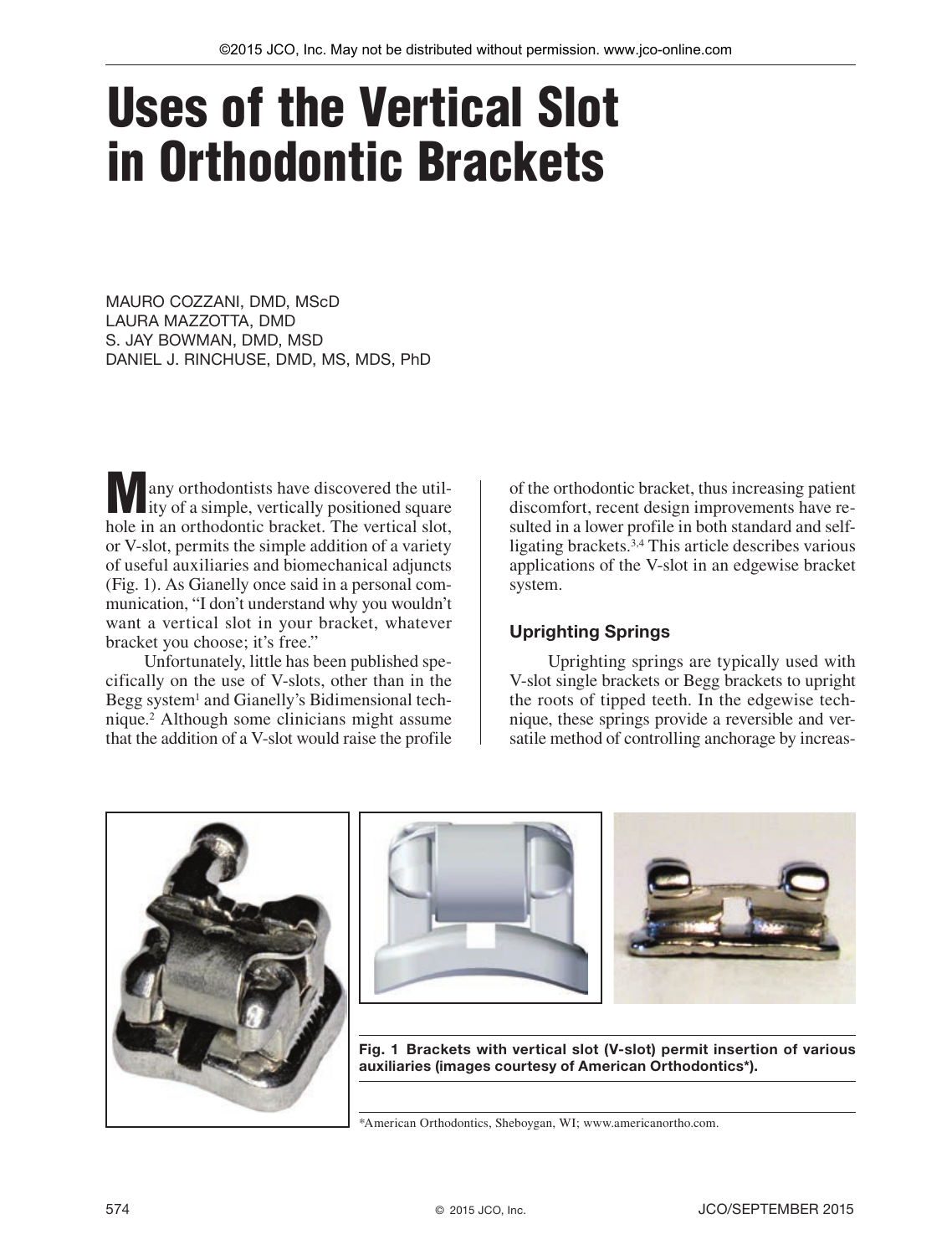# Uses of the Vertical Slot in Orthodontic Brackets

MAURO COZZANI, DMD, MScD
LAURA MAZZOTTA, DMD
S. JAY BOWMAN, DMD, MSD
DANIEL J. RINCHUSE, DMD, MS, MDS, PhD

Many orthodontists have discovered the utility of a simple, vertically positioned square hole in an orthodontic bracket. The vertical slot, or V-slot, permits the simple addition of a variety of useful auxiliaries and biomechanical adjuncts (Fig. 1). As Gianelly once said in a personal communication, "I don't understand why you wouldn't want a vertical slot in your bracket, whatever bracket you choose; it's free."

Unfortunately, little has been published specifically on the use of V-slots, other than in the Begg system[1] and Gianelly's Bidimensional technique.[2] Although some clinicians might assume that the addition of a V-slot would raise the profile of the orthodontic bracket, thus increasing patient discomfort, recent design improvements have resulted in a lower profile in both standard and self-ligating brackets.[3,4] This article describes various applications of the V-slot in an edgewise bracket system.

## Uprighting Springs

Uprighting springs are typically used with V-slot single brackets or Begg brackets to upright the roots of tipped teeth. In the edgewise technique, these springs provide a reversible and versatile method of controlling anchorage by increas-

**Fig. 1 Brackets with vertical slot (V-slot) permit insertion of various auxiliaries (images courtesy of American Orthodontics\*).**

\*American Orthodontics, Sheboygan, WI; www.americanortho.com.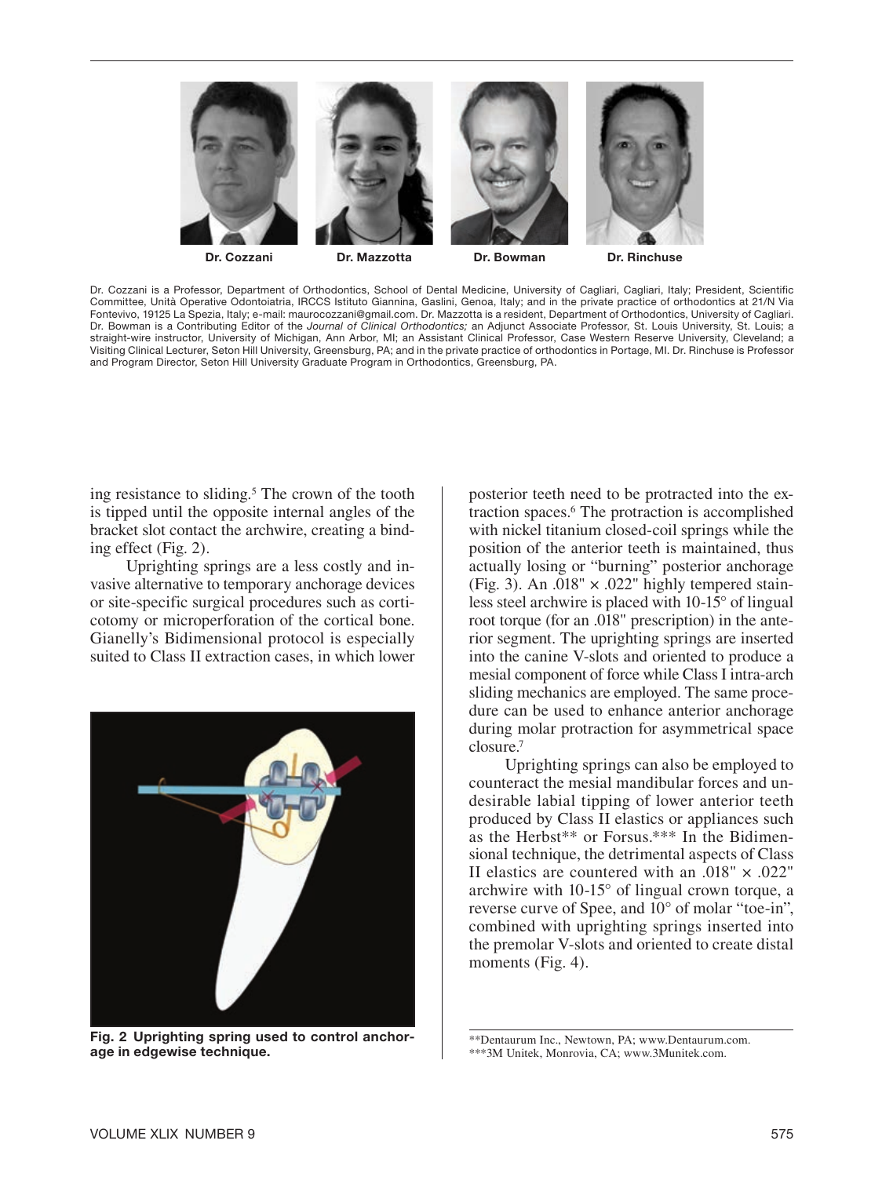Dr. Cozzani | Dr. Mazzotta | Dr. Bowman | Dr. Rinchuse

Dr. Cozzani is a Professor, Department of Orthodontics, School of Dental Medicine, University of Cagliari, Cagliari, Italy; President, Scientific Committee, Unità Operative Odontoiatria, IRCCS Istituto Giannina, Gaslini, Genoa, Italy; and in the private practice of orthodontics at 21/N Via Fontevivo, 19125 La Spezia, Italy; e-mail: maurocozzani@gmail.com. Dr. Mazzotta is a resident, Department of Orthodontics, University of Cagliari. Dr. Bowman is a Contributing Editor of the *Journal of Clinical Orthodontics;* an Adjunct Associate Professor, St. Louis University, St. Louis; a straight-wire instructor, University of Michigan, Ann Arbor, MI; an Assistant Clinical Professor, Case Western Reserve University, Cleveland; a Visiting Clinical Lecturer, Seton Hill University, Greensburg, PA; and in the private practice of orthodontics in Portage, MI. Dr. Rinchuse is Professor and Program Director, Seton Hill University Graduate Program in Orthodontics, Greensburg, PA.

ing resistance to sliding.[5] The crown of the tooth is tipped until the opposite internal angles of the bracket slot contact the archwire, creating a binding effect (Fig. 2).

Uprighting springs are a less costly and invasive alternative to temporary anchorage devices or site-specific surgical procedures such as corticotomy or microperforation of the cortical bone. Gianelly's Bidimensional protocol is especially suited to Class II extraction cases, in which lower posterior teeth need to be protracted into the extraction spaces.[6] The protraction is accomplished with nickel titanium closed-coil springs while the position of the anterior teeth is maintained, thus actually losing or "burning" posterior anchorage (Fig. 3). An .018" × .022" highly tempered stainless steel archwire is placed with 10-15° of lingual root torque (for an .018" prescription) in the anterior segment. The uprighting springs are inserted into the canine V-slots and oriented to produce a mesial component of force while Class I intra-arch sliding mechanics are employed. The same procedure can be used to enhance anterior anchorage during molar protraction for asymmetrical space closure.[7]

**Fig. 2 Uprighting spring used to control anchorage in edgewise technique.**

Uprighting springs can also be employed to counteract the mesial mandibular forces and undesirable labial tipping of lower anterior teeth produced by Class II elastics or appliances such as the Herbst** or Forsus.*** In the Bidimensional technique, the detrimental aspects of Class II elastics are countered with an .018" × .022" archwire with 10-15° of lingual crown torque, a reverse curve of Spee, and 10° of molar "toe-in", combined with uprighting springs inserted into the premolar V-slots and oriented to create distal moments (Fig. 4).

**Dentaurum Inc., Newtown, PA; www.Dentaurum.com.
***3M Unitek, Monrovia, CA; www.3Munitek.com.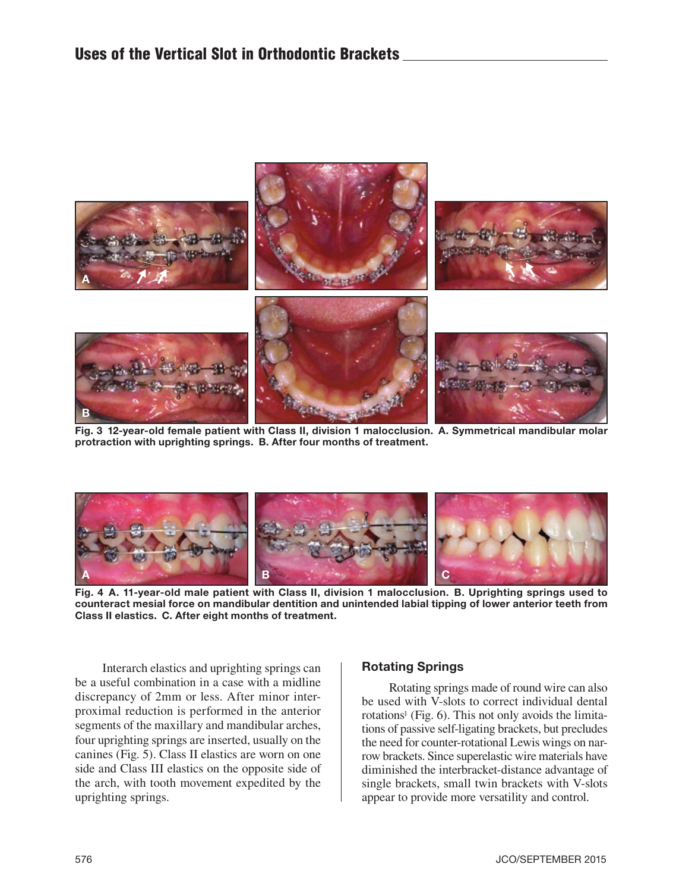Fig. 3 12-year-old female patient with Class II, division 1 malocclusion. A. Symmetrical mandibular molar protraction with uprighting springs. B. After four months of treatment.

Fig. 4 A. 11-year-old male patient with Class II, division 1 malocclusion. B. Uprighting springs used to counteract mesial force on mandibular dentition and unintended labial tipping of lower anterior teeth from Class II elastics. C. After eight months of treatment.

Interarch elastics and uprighting springs can be a useful combination in a case with a midline discrepancy of 2mm or less. After minor interproximal reduction is performed in the anterior segments of the maxillary and mandibular arches, four uprighting springs are inserted, usually on the canines (Fig. 5). Class II elastics are worn on one side and Class III elastics on the opposite side of the arch, with tooth movement expedited by the uprighting springs.

## Rotating Springs

Rotating springs made of round wire can also be used with V-slots to correct individual dental rotations[1] (Fig. 6). This not only avoids the limitations of passive self-ligating brackets, but precludes the need for counter-rotational Lewis wings on narrow brackets. Since superelastic wire materials have diminished the interbracket-distance advantage of single brackets, small twin brackets with V-slots appear to provide more versatility and control.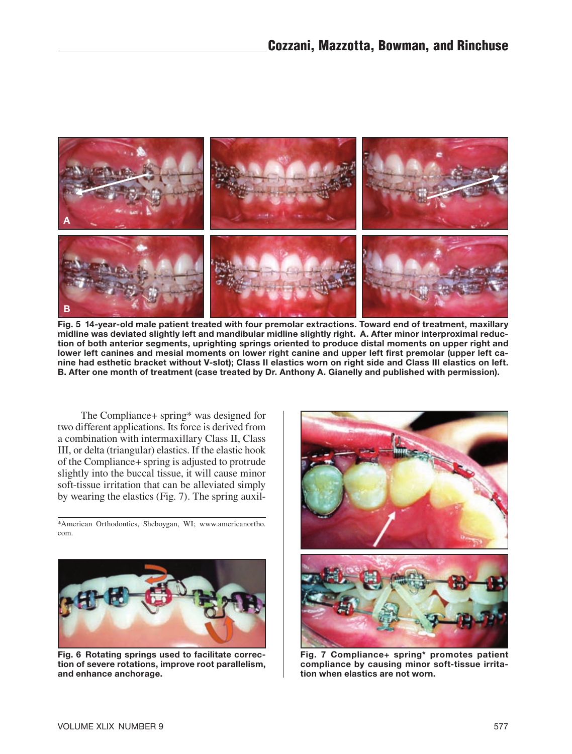**Fig. 5 14-year-old male patient treated with four premolar extractions. Toward end of treatment, maxillary midline was deviated slightly left and mandibular midline slightly right. A. After minor interproximal reduction of both anterior segments, uprighting springs oriented to produce distal moments on upper right and lower left canines and mesial moments on lower right canine and upper left first premolar (upper left canine had esthetic bracket without V-slot); Class II elastics worn on right side and Class III elastics on left. B. After one month of treatment (case treated by Dr. Anthony A. Gianelly and published with permission).**

The Compliance+ spring* was designed for two different applications. Its force is derived from a combination with intermaxillary Class II, Class III, or delta (triangular) elastics. If the elastic hook of the Compliance+ spring is adjusted to protrude slightly into the buccal tissue, it will cause minor soft-tissue irritation that can be alleviated simply by wearing the elastics (Fig. 7). The spring auxil-

*American Orthodontics, Sheboygan, WI; www.americanortho.com.

**Fig. 6 Rotating springs used to facilitate correction of severe rotations, improve root parallelism, and enhance anchorage.**

**Fig. 7 Compliance+ spring* promotes patient compliance by causing minor soft-tissue irritation when elastics are not worn.**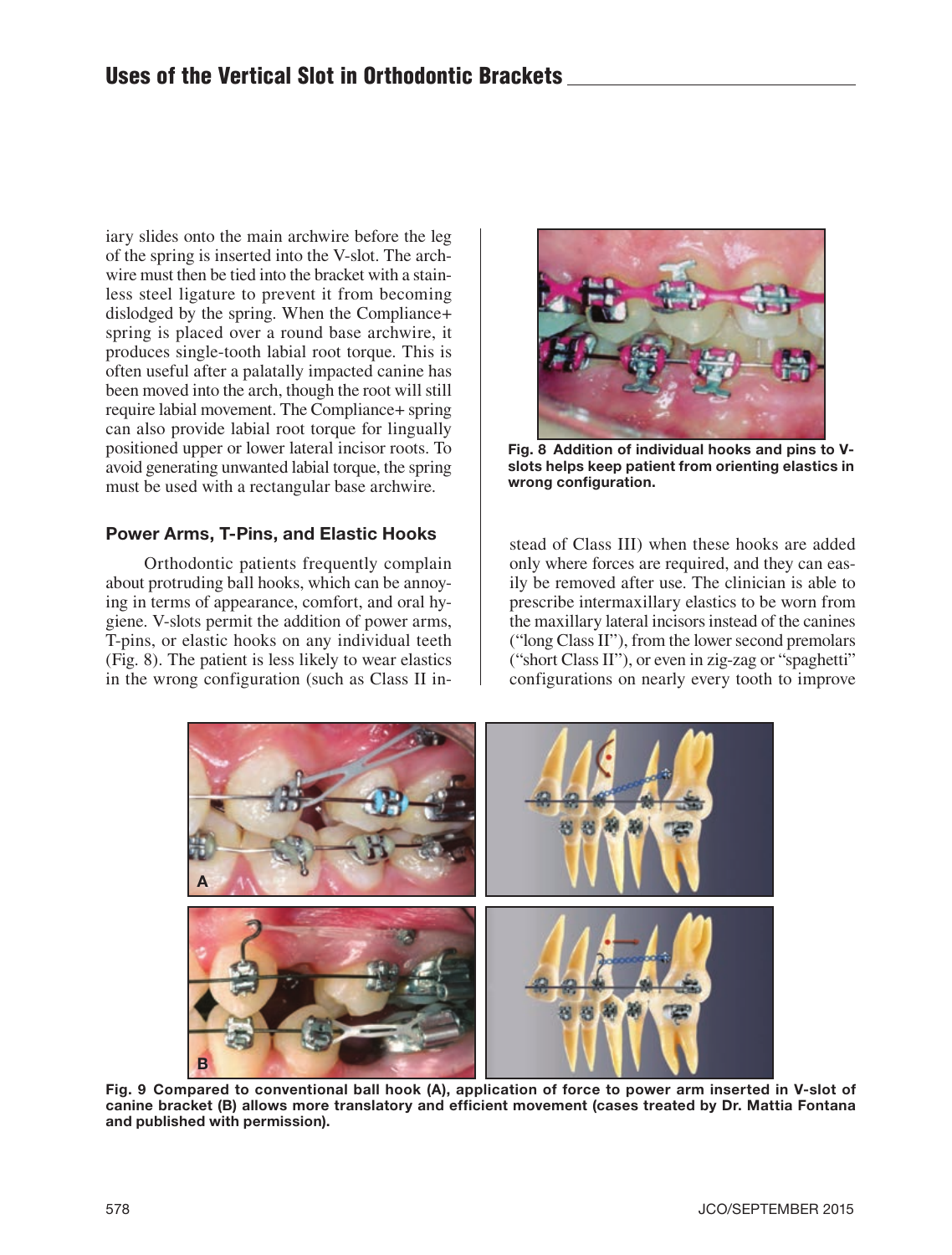iary slides onto the main archwire before the leg of the spring is inserted into the V-slot. The archwire must then be tied into the bracket with a stainless steel ligature to prevent it from becoming dislodged by the spring. When the Compliance+ spring is placed over a round base archwire, it produces single-tooth labial root torque. This is often useful after a palatally impacted canine has been moved into the arch, though the root will still require labial movement. The Compliance+ spring can also provide labial root torque for lingually positioned upper or lower lateral incisor roots. To avoid generating unwanted labial torque, the spring must be used with a rectangular base archwire.

### Power Arms, T-Pins, and Elastic Hooks

Orthodontic patients frequently complain about protruding ball hooks, which can be annoying in terms of appearance, comfort, and oral hygiene. V-slots permit the addition of power arms, T-pins, or elastic hooks on any individual teeth (Fig. 8). The patient is less likely to wear elastics in the wrong configuration (such as Class II instead of Class III) when these hooks are added only where forces are required, and they can easily be removed after use. The clinician is able to prescribe intermaxillary elastics to be worn from the maxillary lateral incisors instead of the canines ("long Class II"), from the lower second premolars ("short Class II"), or even in zig-zag or "spaghetti" configurations on nearly every tooth to improve

**Fig. 8 Addition of individual hooks and pins to V-slots helps keep patient from orienting elastics in wrong configuration.**

**Fig. 9 Compared to conventional ball hook (A), application of force to power arm inserted in V-slot of canine bracket (B) allows more translatory and efficient movement (cases treated by Dr. Mattia Fontana and published with permission).**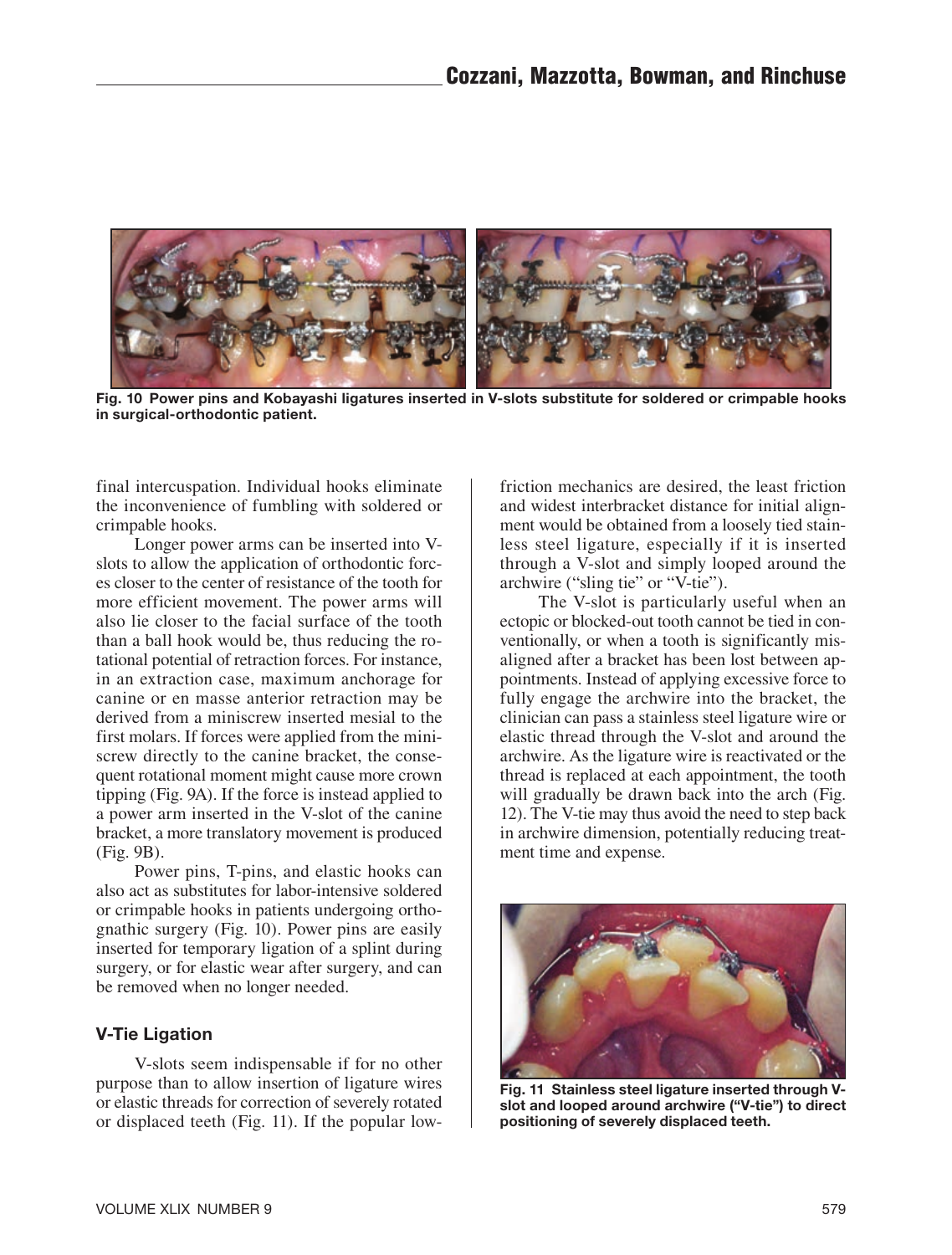Fig. 10 Power pins and Kobayashi ligatures inserted in V-slots substitute for soldered or crimpable hooks in surgical-orthodontic patient.

final intercuspation. Individual hooks eliminate the inconvenience of fumbling with soldered or crimpable hooks.

Longer power arms can be inserted into V-slots to allow the application of orthodontic forces closer to the center of resistance of the tooth for more efficient movement. The power arms will also lie closer to the facial surface of the tooth than a ball hook would be, thus reducing the rotational potential of retraction forces. For instance, in an extraction case, maximum anchorage for canine or en masse anterior retraction may be derived from a miniscrew inserted mesial to the first molars. If forces were applied from the miniscrew directly to the canine bracket, the consequent rotational moment might cause more crown tipping (Fig. 9A). If the force is instead applied to a power arm inserted in the V-slot of the canine bracket, a more translatory movement is produced (Fig. 9B).

Power pins, T-pins, and elastic hooks can also act as substitutes for labor-intensive soldered or crimpable hooks in patients undergoing orthognathic surgery (Fig. 10). Power pins are easily inserted for temporary ligation of a splint during surgery, or for elastic wear after surgery, and can be removed when no longer needed.

### V-Tie Ligation

V-slots seem indispensable if for no other purpose than to allow insertion of ligature wires or elastic threads for correction of severely rotated or displaced teeth (Fig. 11). If the popular low-friction mechanics are desired, the least friction and widest interbracket distance for initial alignment would be obtained from a loosely tied stainless steel ligature, especially if it is inserted through a V-slot and simply looped around the archwire ("sling tie" or "V-tie").

The V-slot is particularly useful when an ectopic or blocked-out tooth cannot be tied in conventionally, or when a tooth is significantly misaligned after a bracket has been lost between appointments. Instead of applying excessive force to fully engage the archwire into the bracket, the clinician can pass a stainless steel ligature wire or elastic thread through the V-slot and around the archwire. As the ligature wire is reactivated or the thread is replaced at each appointment, the tooth will gradually be drawn back into the arch (Fig. 12). The V-tie may thus avoid the need to step back in archwire dimension, potentially reducing treatment time and expense.

Fig. 11 Stainless steel ligature inserted through V-slot and looped around archwire ("V-tie") to direct positioning of severely displaced teeth.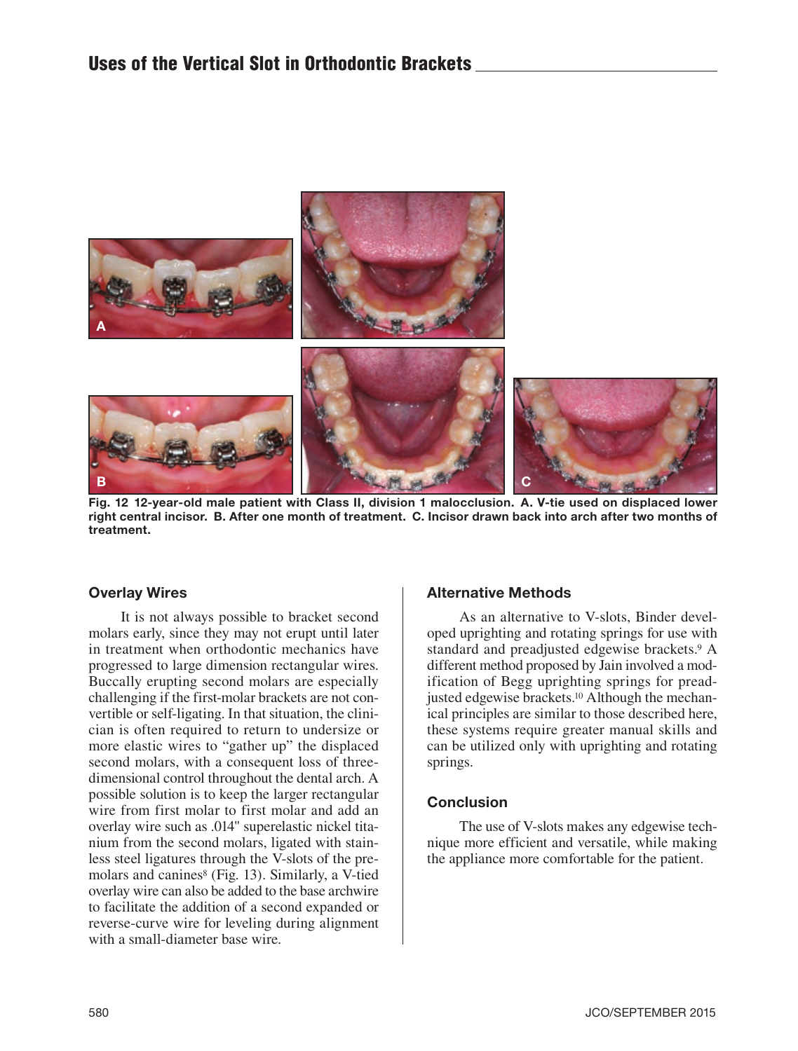Fig. 12 12-year-old male patient with Class II, division 1 malocclusion. A. V-tie used on displaced lower right central incisor. B. After one month of treatment. C. Incisor drawn back into arch after two months of treatment.

## Overlay Wires

It is not always possible to bracket second molars early, since they may not erupt until later in treatment when orthodontic mechanics have progressed to large dimension rectangular wires. Buccally erupting second molars are especially challenging if the first-molar brackets are not convertible or self-ligating. In that situation, the clinician is often required to return to undersize or more elastic wires to "gather up" the displaced second molars, with a consequent loss of three-dimensional control throughout the dental arch. A possible solution is to keep the larger rectangular wire from first molar to first molar and add an overlay wire such as .014" superelastic nickel titanium from the second molars, ligated with stainless steel ligatures through the V-slots of the premolars and canines[8] (Fig. 13). Similarly, a V-tied overlay wire can also be added to the base archwire to facilitate the addition of a second expanded or reverse-curve wire for leveling during alignment with a small-diameter base wire.

## Alternative Methods

As an alternative to V-slots, Binder developed uprighting and rotating springs for use with standard and preadjusted edgewise brackets.[9] A different method proposed by Jain involved a modification of Begg uprighting springs for preadjusted edgewise brackets.[10] Although the mechanical principles are similar to those described here, these systems require greater manual skills and can be utilized only with uprighting and rotating springs.

## Conclusion

The use of V-slots makes any edgewise technique more efficient and versatile, while making the appliance more comfortable for the patient.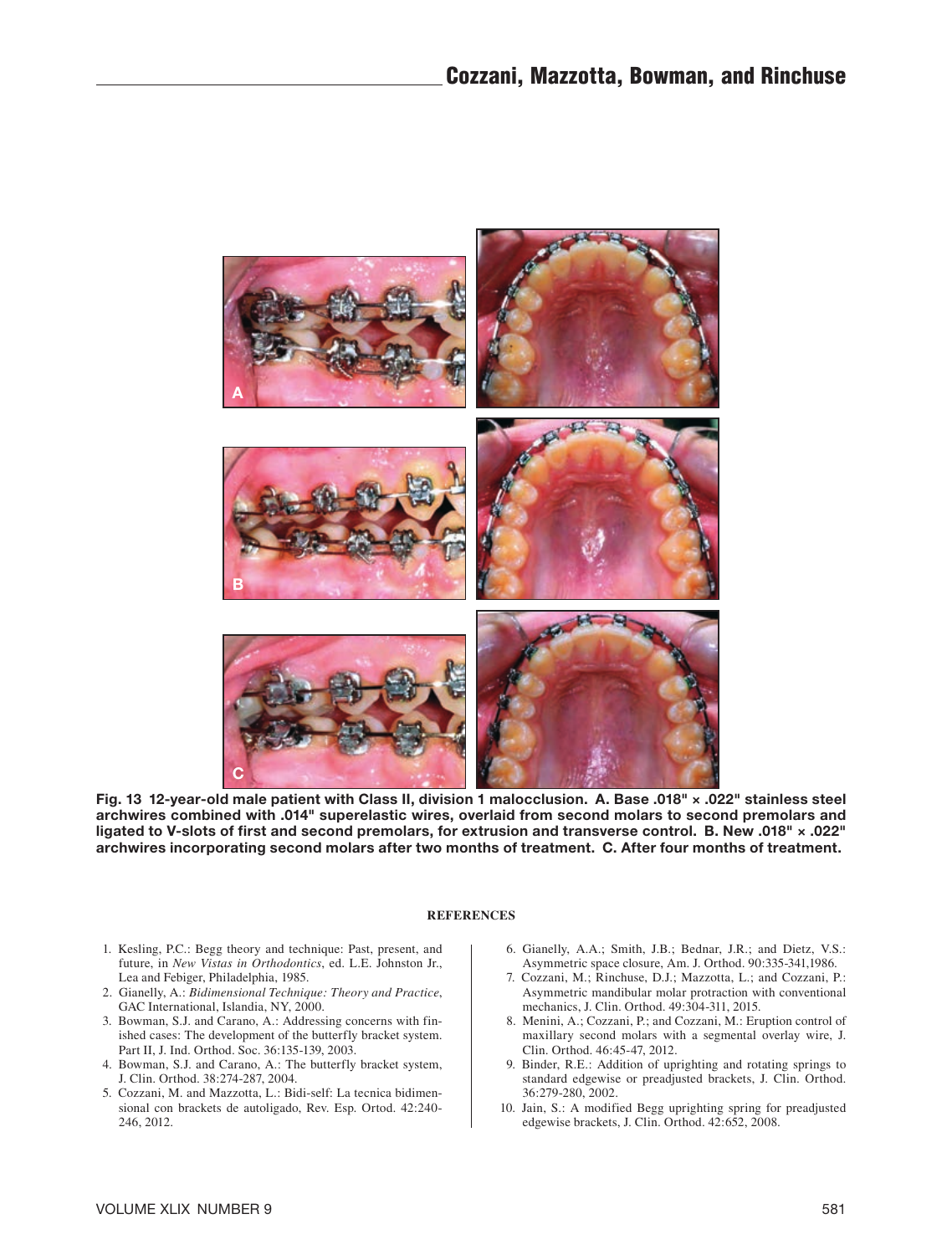**Fig. 13 12-year-old male patient with Class II, division 1 malocclusion. A. Base .018" × .022" stainless steel archwires combined with .014" superelastic wires, overlaid from second molars to second premolars and ligated to V-slots of first and second premolars, for extrusion and transverse control. B. New .018" × .022" archwires incorporating second molars after two months of treatment. C. After four months of treatment.**

## REFERENCES

1. Kesling, P.C.: Begg theory and technique: Past, present, and future, in *New Vistas in Orthodontics*, ed. L.E. Johnston Jr., Lea and Febiger, Philadelphia, 1985.
2. Gianelly, A.: *Bidimensional Technique: Theory and Practice*, GAC International, Islandia, NY, 2000.
3. Bowman, S.J. and Carano, A.: Addressing concerns with finished cases: The development of the butterfly bracket system. Part II, J. Ind. Orthod. Soc. 36:135-139, 2003.
4. Bowman, S.J. and Carano, A.: The butterfly bracket system, J. Clin. Orthod. 38:274-287, 2004.
5. Cozzani, M. and Mazzotta, L.: Bidi-self: La tecnica bidimensional con brackets de autoligado, Rev. Esp. Ortod. 42:240-246, 2012.
6. Gianelly, A.A.; Smith, J.B.; Bednar, J.R.; and Dietz, V.S.: Asymmetric space closure, Am. J. Orthod. 90:335-341,1986.
7. Cozzani, M.; Rinchuse, D.J.; Mazzotta, L.; and Cozzani, P.: Asymmetric mandibular molar protraction with conventional mechanics, J. Clin. Orthod. 49:304-311, 2015.
8. Menini, A.; Cozzani, P.; and Cozzani, M.: Eruption control of maxillary second molars with a segmental overlay wire, J. Clin. Orthod. 46:45-47, 2012.
9. Binder, R.E.: Addition of uprighting and rotating springs to standard edgewise or preadjusted brackets, J. Clin. Orthod. 36:279-280, 2002.
10. Jain, S.: A modified Begg uprighting spring for preadjusted edgewise brackets, J. Clin. Orthod. 42:652, 2008.